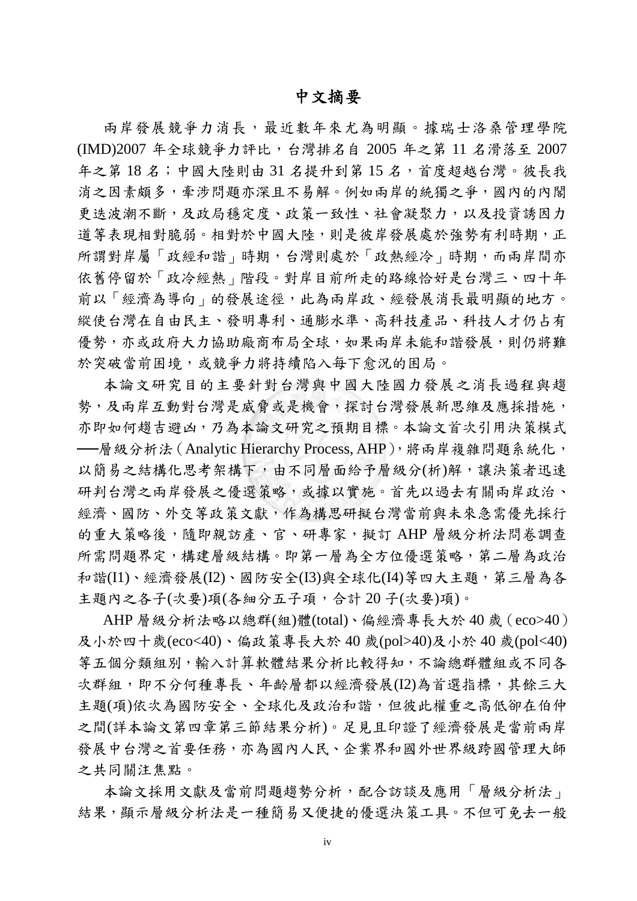# 中文摘要

兩岸發展競爭力消長，最近數年來尤為明顯。據瑞士洛桑管理學院(IMD)2007 年全球競爭力評比，台灣排名自 2005 年之第 11 名滑落至 2007 年之第 18 名；中國大陸則由 31 名提升到第 15 名，首度超越台灣。彼長我消之因素頗多，牽涉問題亦深且不易解。例如兩岸的統獨之爭，國內的內閣更迭波潮不斷，及政局穩定度、政策一致性、社會凝聚力，以及投資誘因力道等表現相對脆弱。相對於中國大陸，則是彼岸發展處於強勢有利時期，正所謂對岸屬「政經和諧」時期，台灣則處於「政熱經冷」時期，而兩岸間亦依舊停留於「政冷經熱」階段。對岸目前所走的路線恰好是台灣三、四十年前以「經濟為導向」的發展途徑，此為兩岸政、經發展消長最明顯的地方。縱使台灣在自由民主、發明專利、通膨水準、高科技產品、科技人才仍占有優勢，亦或政府大力協助廠商布局全球，如果兩岸未能和諧發展，則仍將難於突破當前困境，或競爭力將持續陷入每下愈況的困局。

本論文研究目的主要針對台灣與中國大陸國力發展之消長過程與趨勢，及兩岸互動對台灣是威脅或是機會，探討台灣發展新思維及應採措施，亦即如何趨吉避凶，乃為本論文研究之預期目標。本論文首次引用決策模式──層級分析法（Analytic Hierarchy Process, AHP），將兩岸複雜問題系統化，以簡易之結構化思考架構下，由不同層面給予層級分(析)解，讓決策者迅速研判台灣之兩岸發展之優選策略，或據以實施。首先以過去有關兩岸政治、經濟、國防、外交等政策文獻，作為構思研擬台灣當前與未來急需優先採行的重大策略後，隨即親訪產、官、研專家，擬訂 AHP 層級分析法問卷調查所需問題界定，構建層級結構。即第一層為全方位優選策略，第二層為政治和諧(I1)、經濟發展(I2)、國防安全(I3)與全球化(I4)等四大主題，第三層為各主題內之各子(次要)項(各細分五子項，合計 20 子(次要)項)。

AHP 層級分析法略以總群(組)體(total)、偏經濟專長大於 40 歲（eco>40）及小於四十歲(eco<40)、偏政策專長大於 40 歲(pol>40)及小於 40 歲(pol<40)等五個分類組別，輸入計算軟體結果分析比較得知，不論總群體組或不同各次群組，即不分何種專長、年齡層都以經濟發展(I2)為首選指標，其餘三大主題(項)依次為國防安全、全球化及政治和諧，但彼此權重之高低卻在伯仲之間(詳本論文第四章第三節結果分析)。足見且印證了經濟發展是當前兩岸發展中台灣之首要任務，亦為國內人民、企業界和國外世界級跨國管理大師之共同關注焦點。

本論文採用文獻及當前問題趨勢分析，配合訪談及應用「層級分析法」結果，顯示層級分析法是一種簡易又便捷的優選決策工具。不但可免去一般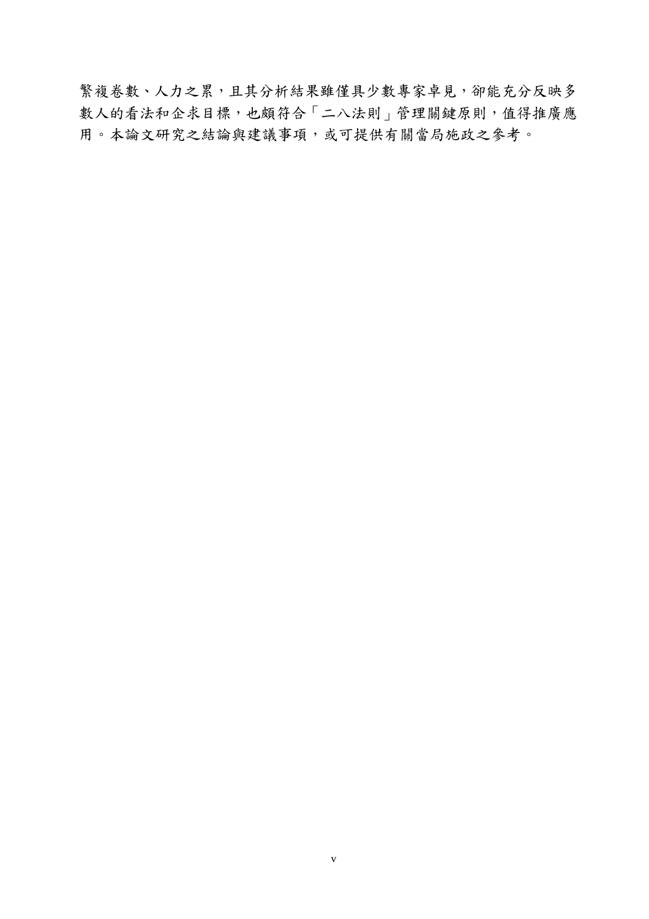繁複卷數、人力之累，且其分析結果雖僅具少數專家卓見，卻能充分反映多數人的看法和企求目標，也頗符合「二八法則」管理關鍵原則，值得推廣應用。本論文研究之結論與建議事項，或可提供有關當局施政之參考。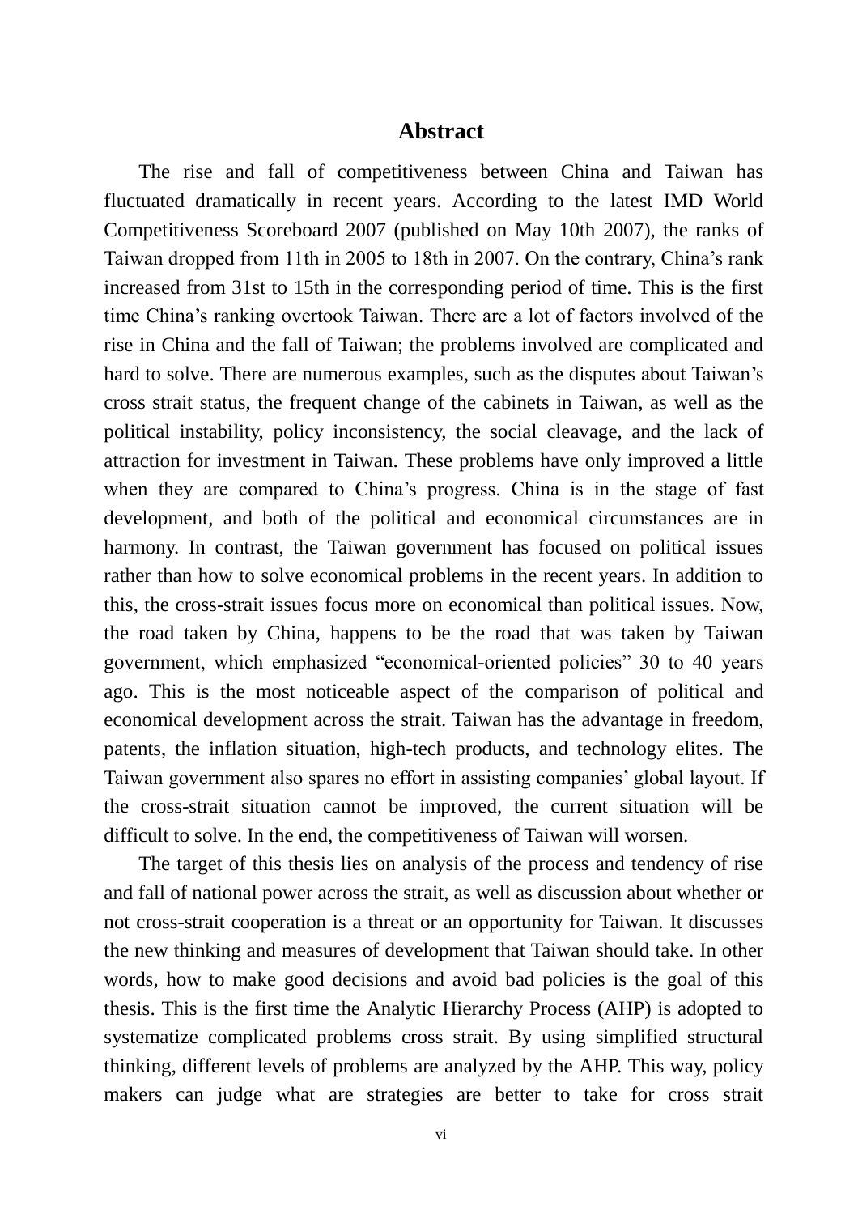## Abstract

The rise and fall of competitiveness between China and Taiwan has fluctuated dramatically in recent years. According to the latest IMD World Competitiveness Scoreboard 2007 (published on May 10th 2007), the ranks of Taiwan dropped from 11th in 2005 to 18th in 2007. On the contrary, China's rank increased from 31st to 15th in the corresponding period of time. This is the first time China's ranking overtook Taiwan. There are a lot of factors involved of the rise in China and the fall of Taiwan; the problems involved are complicated and hard to solve. There are numerous examples, such as the disputes about Taiwan's cross strait status, the frequent change of the cabinets in Taiwan, as well as the political instability, policy inconsistency, the social cleavage, and the lack of attraction for investment in Taiwan. These problems have only improved a little when they are compared to China's progress. China is in the stage of fast development, and both of the political and economical circumstances are in harmony. In contrast, the Taiwan government has focused on political issues rather than how to solve economical problems in the recent years. In addition to this, the cross-strait issues focus more on economical than political issues. Now, the road taken by China, happens to be the road that was taken by Taiwan government, which emphasized "economical-oriented policies" 30 to 40 years ago. This is the most noticeable aspect of the comparison of political and economical development across the strait. Taiwan has the advantage in freedom, patents, the inflation situation, high-tech products, and technology elites. The Taiwan government also spares no effort in assisting companies' global layout. If the cross-strait situation cannot be improved, the current situation will be difficult to solve. In the end, the competitiveness of Taiwan will worsen.

The target of this thesis lies on analysis of the process and tendency of rise and fall of national power across the strait, as well as discussion about whether or not cross-strait cooperation is a threat or an opportunity for Taiwan. It discusses the new thinking and measures of development that Taiwan should take. In other words, how to make good decisions and avoid bad policies is the goal of this thesis. This is the first time the Analytic Hierarchy Process (AHP) is adopted to systematize complicated problems cross strait. By using simplified structural thinking, different levels of problems are analyzed by the AHP. This way, policy makers can judge what are strategies are better to take for cross strait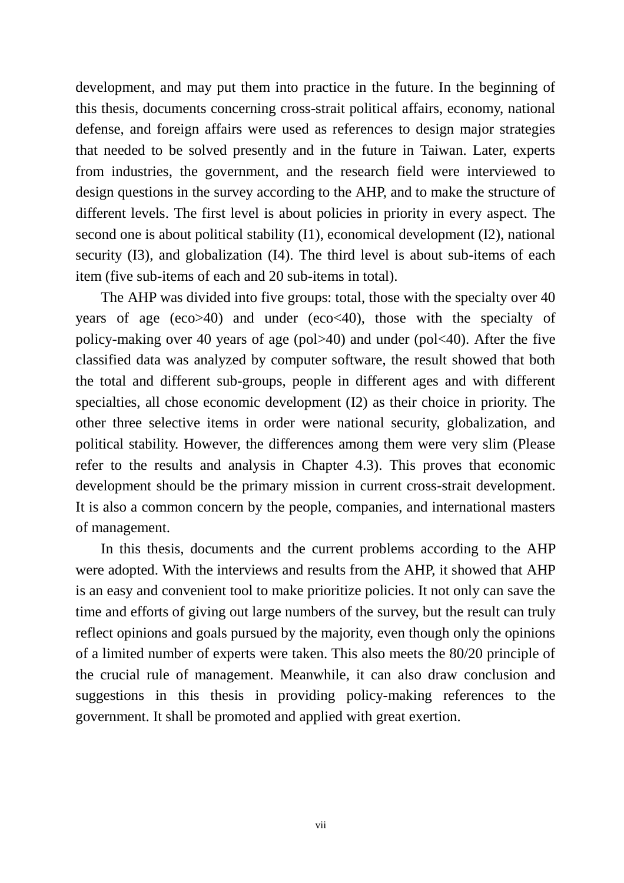development, and may put them into practice in the future. In the beginning of this thesis, documents concerning cross-strait political affairs, economy, national defense, and foreign affairs were used as references to design major strategies that needed to be solved presently and in the future in Taiwan. Later, experts from industries, the government, and the research field were interviewed to design questions in the survey according to the AHP, and to make the structure of different levels. The first level is about policies in priority in every aspect. The second one is about political stability (I1), economical development (I2), national security (I3), and globalization (I4). The third level is about sub-items of each item (five sub-items of each and 20 sub-items in total).

The AHP was divided into five groups: total, those with the specialty over 40 years of age (eco>40) and under (eco<40), those with the specialty of policy-making over 40 years of age (pol>40) and under (pol<40). After the five classified data was analyzed by computer software, the result showed that both the total and different sub-groups, people in different ages and with different specialties, all chose economic development (I2) as their choice in priority. The other three selective items in order were national security, globalization, and political stability. However, the differences among them were very slim (Please refer to the results and analysis in Chapter 4.3). This proves that economic development should be the primary mission in current cross-strait development. It is also a common concern by the people, companies, and international masters of management.

In this thesis, documents and the current problems according to the AHP were adopted. With the interviews and results from the AHP, it showed that AHP is an easy and convenient tool to make prioritize policies. It not only can save the time and efforts of giving out large numbers of the survey, but the result can truly reflect opinions and goals pursued by the majority, even though only the opinions of a limited number of experts were taken. This also meets the 80/20 principle of the crucial rule of management. Meanwhile, it can also draw conclusion and suggestions in this thesis in providing policy-making references to the government. It shall be promoted and applied with great exertion.